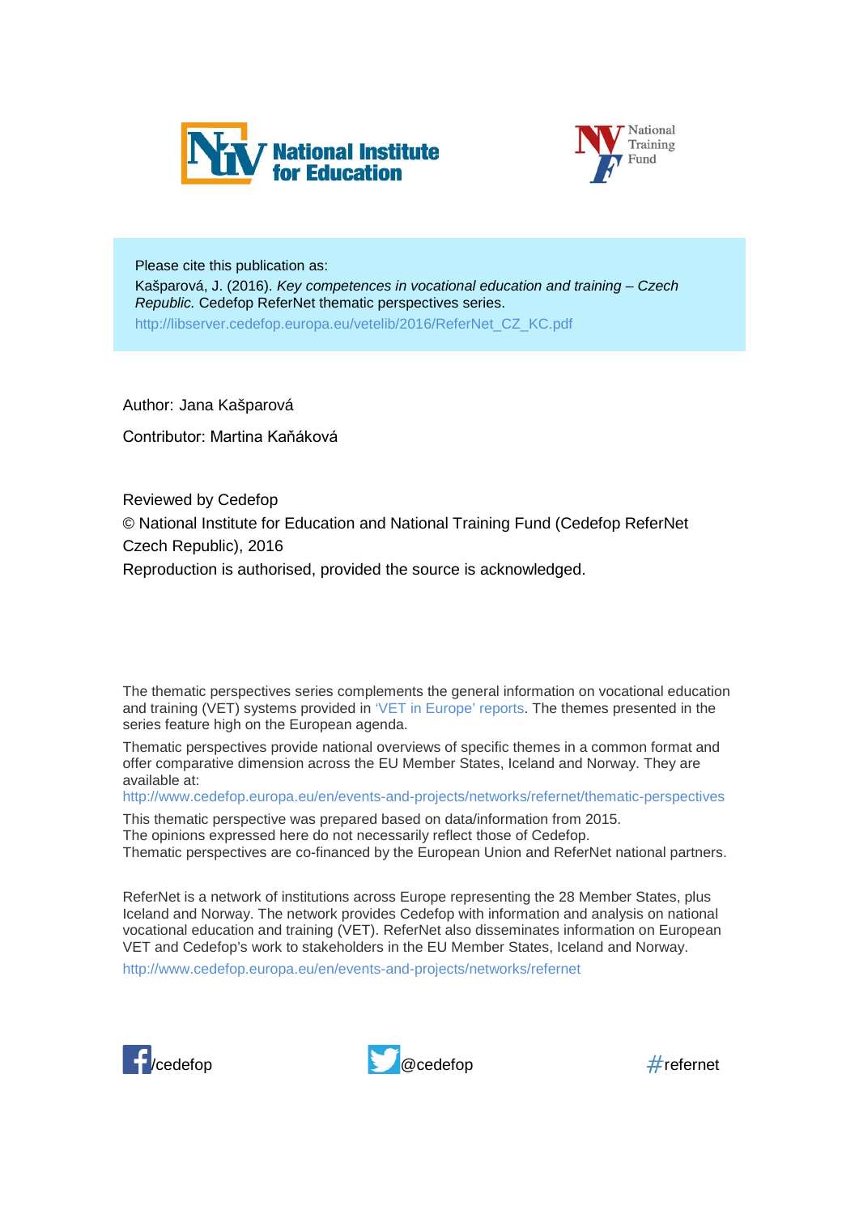National Institute for Education

National Training Fund

Please cite this publication as:
Kašparová, J. (2016). *Key competences in vocational education and training – Czech Republic.* Cedefop ReferNet thematic perspectives series.
http://libserver.cedefop.europa.eu/vetelib/2016/ReferNet_CZ_KC.pdf

Author: Jana Kašparová

Contributor: Martina Kaňáková

Reviewed by Cedefop
© National Institute for Education and National Training Fund (Cedefop ReferNet Czech Republic), 2016
Reproduction is authorised, provided the source is acknowledged.

The thematic perspectives series complements the general information on vocational education and training (VET) systems provided in 'VET in Europe' reports. The themes presented in the series feature high on the European agenda.

Thematic perspectives provide national overviews of specific themes in a common format and offer comparative dimension across the EU Member States, Iceland and Norway. They are available at:
http://www.cedefop.europa.eu/en/events-and-projects/networks/refernet/thematic-perspectives

This thematic perspective was prepared based on data/information from 2015.
The opinions expressed here do not necessarily reflect those of Cedefop.
Thematic perspectives are co-financed by the European Union and ReferNet national partners.

ReferNet is a network of institutions across Europe representing the 28 Member States, plus Iceland and Norway. The network provides Cedefop with information and analysis on national vocational education and training (VET). ReferNet also disseminates information on European VET and Cedefop's work to stakeholders in the EU Member States, Iceland and Norway.

http://www.cedefop.europa.eu/en/events-and-projects/networks/refernet

/cedefop @cedefop #refernet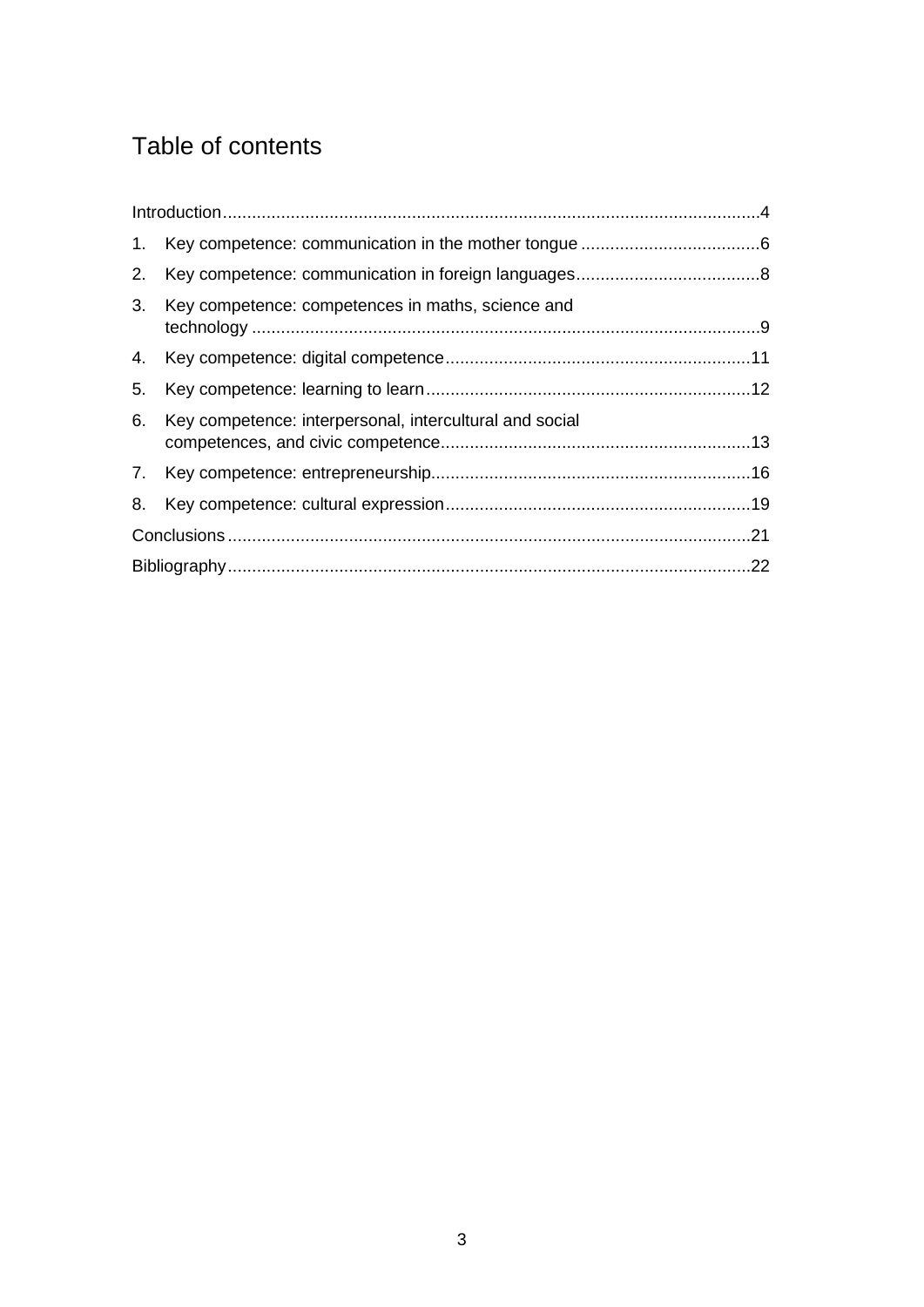# Table of contents

Introduction....................................................................................................4

1. Key competence: communication in the mother tongue ....................................6
2. Key competence: communication in foreign languages......................................8
3. Key competence: competences in maths, science and technology ......................................................................................................9
4. Key competence: digital competence...............................................................11
5. Key competence: learning to learn...................................................................12
6. Key competence: interpersonal, intercultural and social competences, and civic competence................................................................13
7. Key competence: entrepreneurship.................................................................16
8. Key competence: cultural expression...............................................................19

Conclusions......................................................................................................21

Bibliography.....................................................................................................22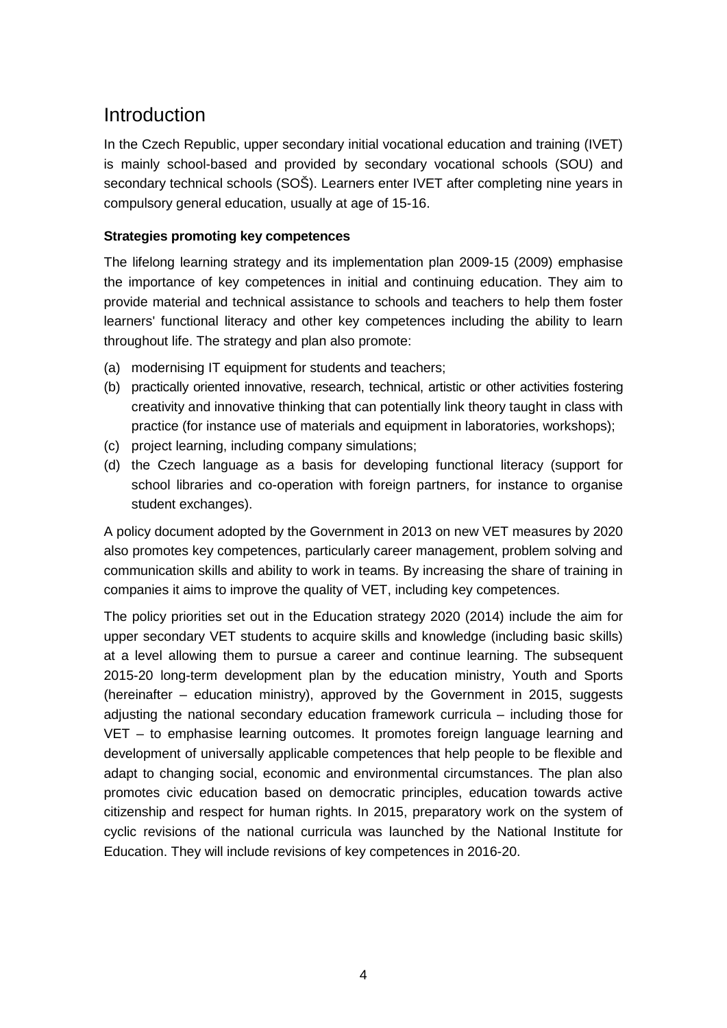# Introduction

In the Czech Republic, upper secondary initial vocational education and training (IVET) is mainly school-based and provided by secondary vocational schools (SOU) and secondary technical schools (SOŠ). Learners enter IVET after completing nine years in compulsory general education, usually at age of 15-16.

**Strategies promoting key competences**

The lifelong learning strategy and its implementation plan 2009-15 (2009) emphasise the importance of key competences in initial and continuing education. They aim to provide material and technical assistance to schools and teachers to help them foster learners' functional literacy and other key competences including the ability to learn throughout life. The strategy and plan also promote:

(a) modernising IT equipment for students and teachers;
(b) practically oriented innovative, research, technical, artistic or other activities fostering creativity and innovative thinking that can potentially link theory taught in class with practice (for instance use of materials and equipment in laboratories, workshops);
(c) project learning, including company simulations;
(d) the Czech language as a basis for developing functional literacy (support for school libraries and co-operation with foreign partners, for instance to organise student exchanges).

A policy document adopted by the Government in 2013 on new VET measures by 2020 also promotes key competences, particularly career management, problem solving and communication skills and ability to work in teams. By increasing the share of training in companies it aims to improve the quality of VET, including key competences.

The policy priorities set out in the Education strategy 2020 (2014) include the aim for upper secondary VET students to acquire skills and knowledge (including basic skills) at a level allowing them to pursue a career and continue learning. The subsequent 2015-20 long-term development plan by the education ministry, Youth and Sports (hereinafter – education ministry), approved by the Government in 2015, suggests adjusting the national secondary education framework curricula – including those for VET – to emphasise learning outcomes. It promotes foreign language learning and development of universally applicable competences that help people to be flexible and adapt to changing social, economic and environmental circumstances. The plan also promotes civic education based on democratic principles, education towards active citizenship and respect for human rights. In 2015, preparatory work on the system of cyclic revisions of the national curricula was launched by the National Institute for Education. They will include revisions of key competences in 2016-20.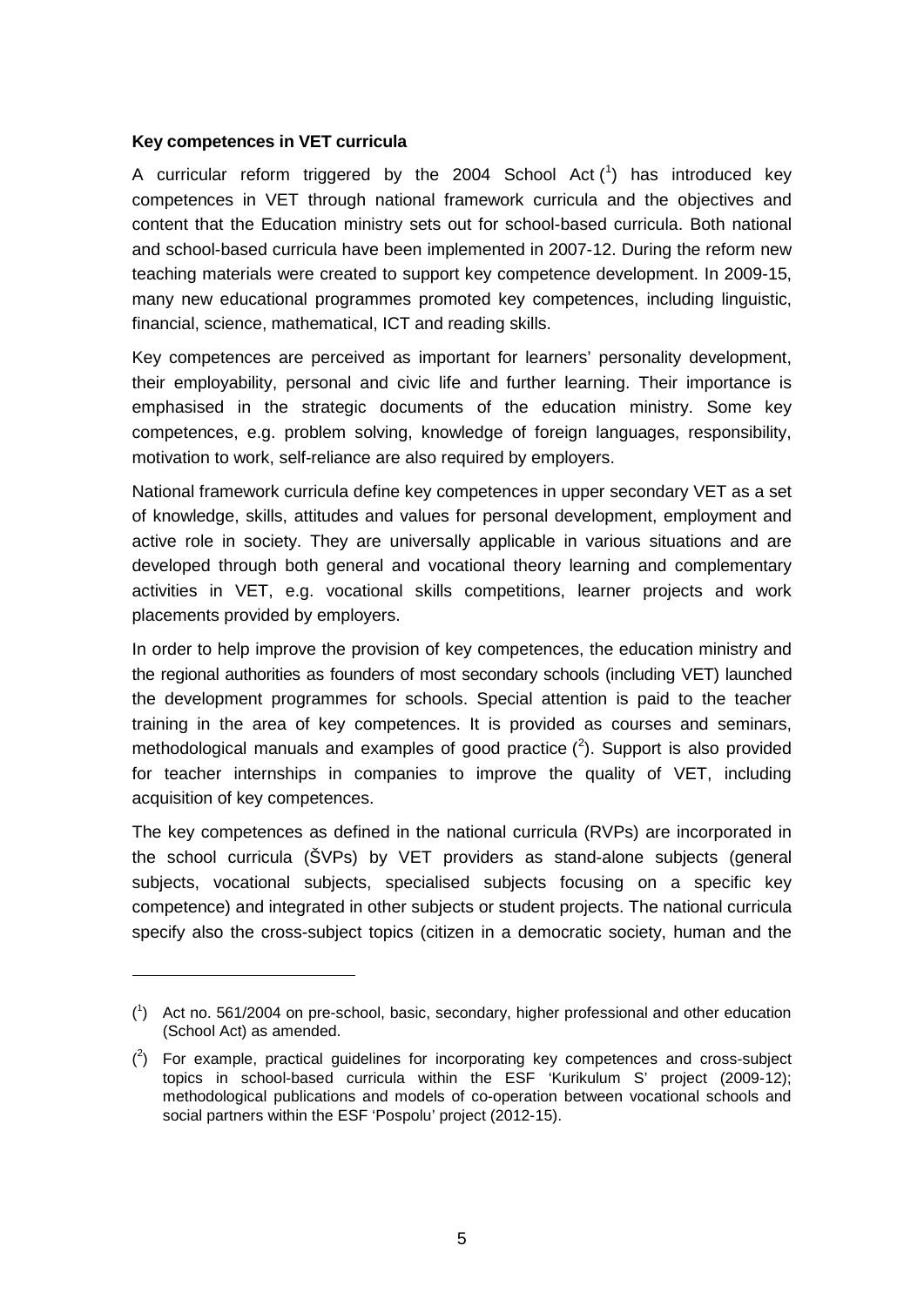**Key competences in VET curricula**

A curricular reform triggered by the 2004 School Act ([1]) has introduced key competences in VET through national framework curricula and the objectives and content that the Education ministry sets out for school-based curricula. Both national and school-based curricula have been implemented in 2007-12. During the reform new teaching materials were created to support key competence development. In 2009-15, many new educational programmes promoted key competences, including linguistic, financial, science, mathematical, ICT and reading skills.

Key competences are perceived as important for learners' personality development, their employability, personal and civic life and further learning. Their importance is emphasised in the strategic documents of the education ministry. Some key competences, e.g. problem solving, knowledge of foreign languages, responsibility, motivation to work, self-reliance are also required by employers.

National framework curricula define key competences in upper secondary VET as a set of knowledge, skills, attitudes and values for personal development, employment and active role in society. They are universally applicable in various situations and are developed through both general and vocational theory learning and complementary activities in VET, e.g. vocational skills competitions, learner projects and work placements provided by employers.

In order to help improve the provision of key competences, the education ministry and the regional authorities as founders of most secondary schools (including VET) launched the development programmes for schools. Special attention is paid to the teacher training in the area of key competences. It is provided as courses and seminars, methodological manuals and examples of good practice ([2]). Support is also provided for teacher internships in companies to improve the quality of VET, including acquisition of key competences.

The key competences as defined in the national curricula (RVPs) are incorporated in the school curricula (ŠVPs) by VET providers as stand-alone subjects (general subjects, vocational subjects, specialised subjects focusing on a specific key competence) and integrated in other subjects or student projects. The national curricula specify also the cross-subject topics (citizen in a democratic society, human and the

---

([1]) Act no. 561/2004 on pre-school, basic, secondary, higher professional and other education (School Act) as amended.

([2]) For example, practical guidelines for incorporating key competences and cross-subject topics in school-based curricula within the ESF 'Kurikulum S' project (2009-12); methodological publications and models of co-operation between vocational schools and social partners within the ESF 'Pospolu' project (2012-15).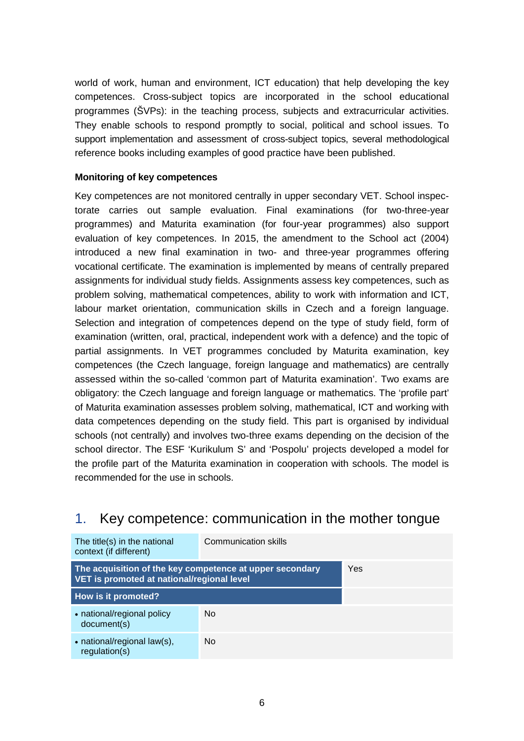world of work, human and environment, ICT education) that help developing the key competences. Cross-subject topics are incorporated in the school educational programmes (ŠVPs): in the teaching process, subjects and extracurricular activities. They enable schools to respond promptly to social, political and school issues. To support implementation and assessment of cross-subject topics, several methodological reference books including examples of good practice have been published.

#### Monitoring of key competences

Key competences are not monitored centrally in upper secondary VET. School inspectorate carries out sample evaluation. Final examinations (for two-three-year programmes) and Maturita examination (for four-year programmes) also support evaluation of key competences. In 2015, the amendment to the School act (2004) introduced a new final examination in two- and three-year programmes offering vocational certificate. The examination is implemented by means of centrally prepared assignments for individual study fields. Assignments assess key competences, such as problem solving, mathematical competences, ability to work with information and ICT, labour market orientation, communication skills in Czech and a foreign language. Selection and integration of competences depend on the type of study field, form of examination (written, oral, practical, independent work with a defence) and the topic of partial assignments. In VET programmes concluded by Maturita examination, key competences (the Czech language, foreign language and mathematics) are centrally assessed within the so-called 'common part of Maturita examination'. Two exams are obligatory: the Czech language and foreign language or mathematics. The 'profile part' of Maturita examination assesses problem solving, mathematical, ICT and working with data competences depending on the study field. This part is organised by individual schools (not centrally) and involves two-three exams depending on the decision of the school director. The ESF 'Kurikulum S' and 'Pospolu' projects developed a model for the profile part of the Maturita examination in cooperation with schools. The model is recommended for the use in schools.

## 1. Key competence: communication in the mother tongue

| The title(s) in the national context (if different) | Communication skills |
|---|---|
| **The acquisition of the key competence at upper secondary VET is promoted at national/regional level** | Yes |
| **How is it promoted?** | |
| • national/regional policy document(s) | No |
| • national/regional law(s), regulation(s) | No |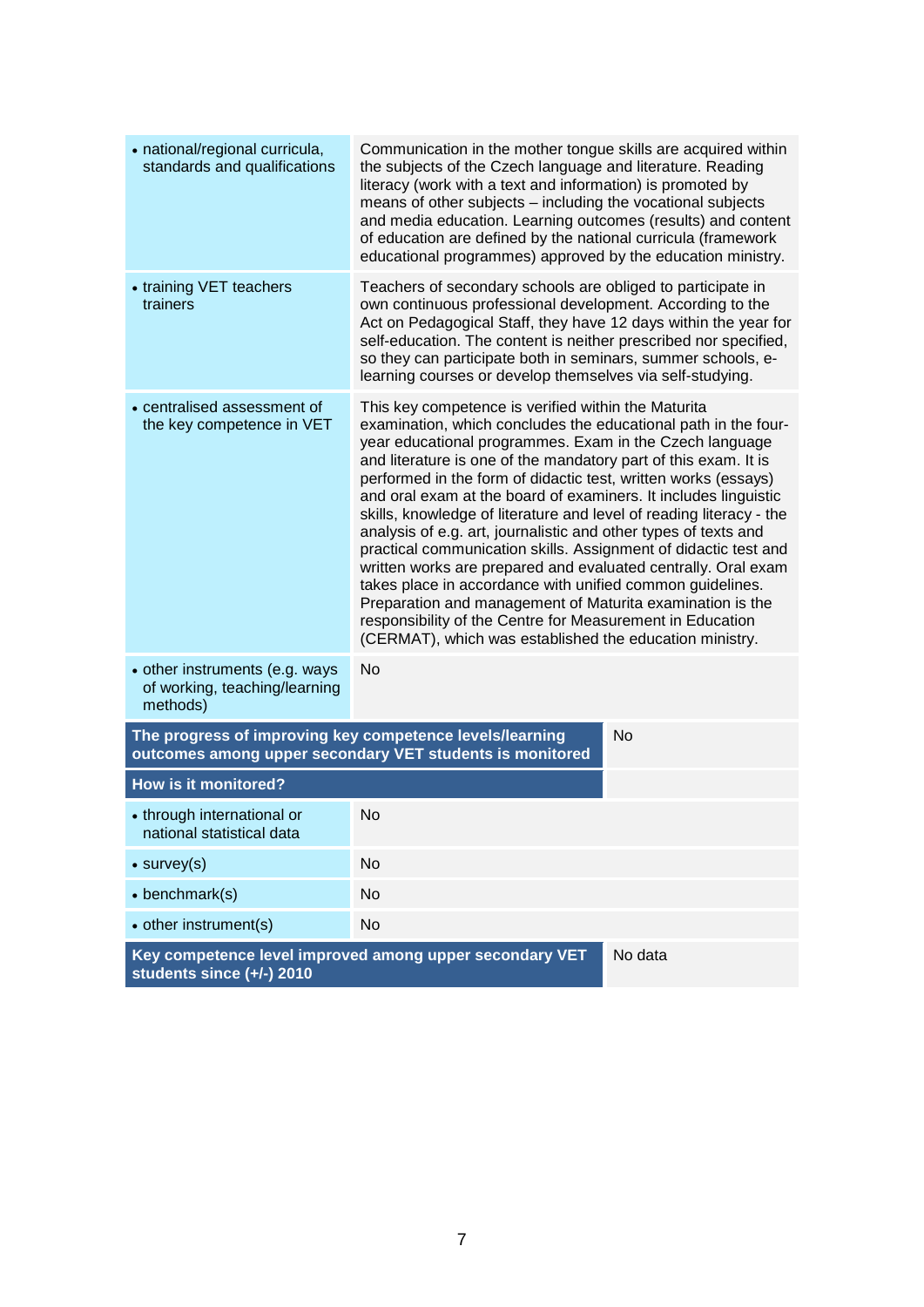| | |
|---|---|
| • national/regional curricula, standards and qualifications | Communication in the mother tongue skills are acquired within the subjects of the Czech language and literature. Reading literacy (work with a text and information) is promoted by means of other subjects – including the vocational subjects and media education. Learning outcomes (results) and content of education are defined by the national curricula (framework educational programmes) approved by the education ministry. |
| • training VET teachers trainers | Teachers of secondary schools are obliged to participate in own continuous professional development. According to the Act on Pedagogical Staff, they have 12 days within the year for self-education. The content is neither prescribed nor specified, so they can participate both in seminars, summer schools, e-learning courses or develop themselves via self-studying. |
| • centralised assessment of the key competence in VET | This key competence is verified within the Maturita examination, which concludes the educational path in the four-year educational programmes. Exam in the Czech language and literature is one of the mandatory part of this exam. It is performed in the form of didactic test, written works (essays) and oral exam at the board of examiners. It includes linguistic skills, knowledge of literature and level of reading literacy - the analysis of e.g. art, journalistic and other types of texts and practical communication skills. Assignment of didactic test and written works are prepared and evaluated centrally. Oral exam takes place in accordance with unified common guidelines. Preparation and management of Maturita examination is the responsibility of the Centre for Measurement in Education (CERMAT), which was established the education ministry. |
| • other instruments (e.g. ways of working, teaching/learning methods) | No |
| **The progress of improving key competence levels/learning outcomes among upper secondary VET students is monitored** | No |
| **How is it monitored?** | |
| • through international or national statistical data | No |
| • survey(s) | No |
| • benchmark(s) | No |
| • other instrument(s) | No |
| **Key competence level improved among upper secondary VET students since (+/-) 2010** | No data |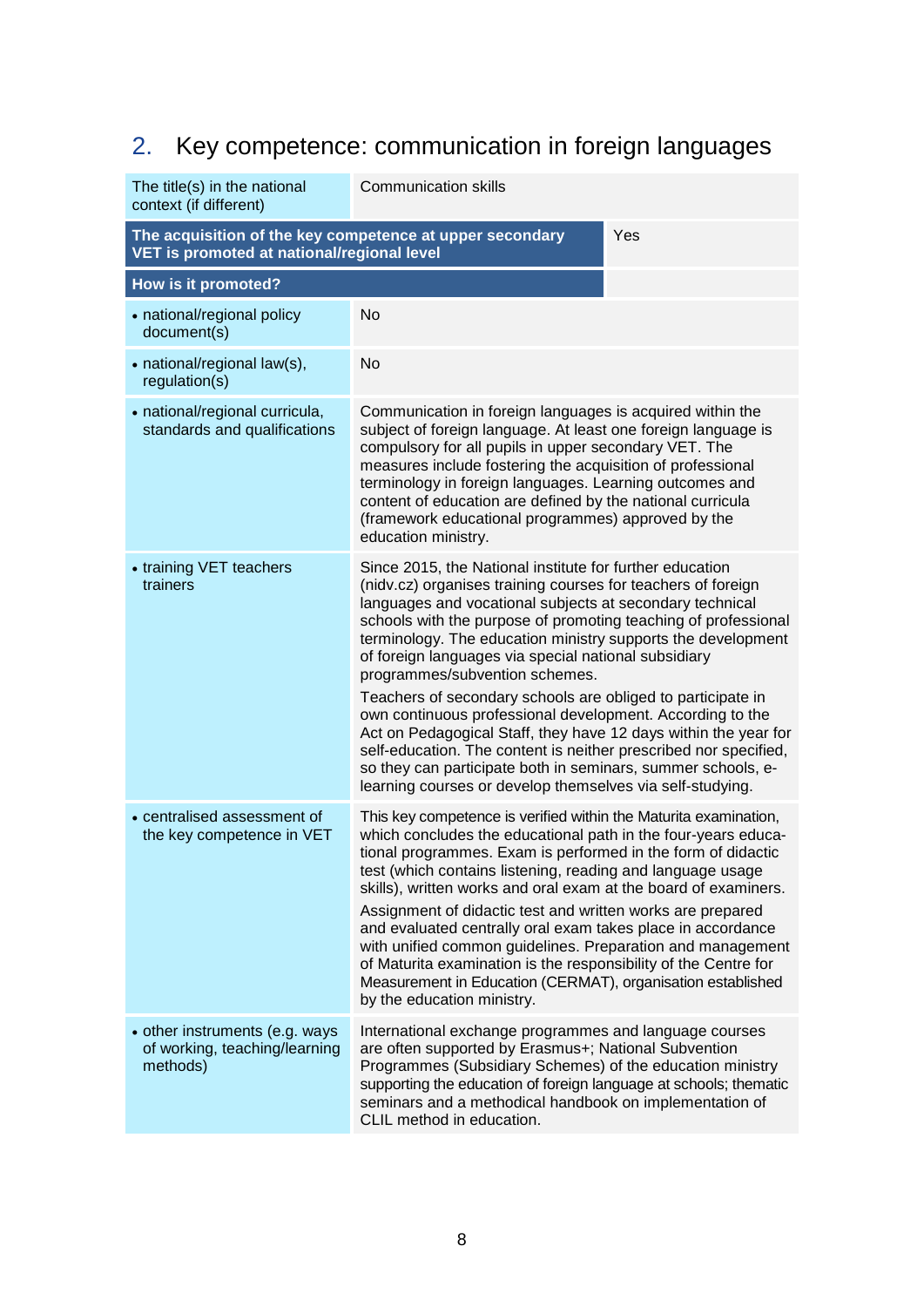## 2. Key competence: communication in foreign languages

| The title(s) in the national context (if different) | Communication skills |
|---|---|
| **The acquisition of the key competence at upper secondary VET is promoted at national/regional level** | Yes |
| **How is it promoted?** | |
| • national/regional policy document(s) | No |
| • national/regional law(s), regulation(s) | No |
| • national/regional curricula, standards and qualifications | Communication in foreign languages is acquired within the subject of foreign language. At least one foreign language is compulsory for all pupils in upper secondary VET. The measures include fostering the acquisition of professional terminology in foreign languages. Learning outcomes and content of education are defined by the national curricula (framework educational programmes) approved by the education ministry. |
| • training VET teachers trainers | Since 2015, the National institute for further education (nidv.cz) organises training courses for teachers of foreign languages and vocational subjects at secondary technical schools with the purpose of promoting teaching of professional terminology. The education ministry supports the development of foreign languages via special national subsidiary programmes/subvention schemes. <br><br> Teachers of secondary schools are obliged to participate in own continuous professional development. According to the Act on Pedagogical Staff, they have 12 days within the year for self-education. The content is neither prescribed nor specified, so they can participate both in seminars, summer schools, e-learning courses or develop themselves via self-studying. |
| • centralised assessment of the key competence in VET | This key competence is verified within the Maturita examination, which concludes the educational path in the four-years educational programmes. Exam is performed in the form of didactic test (which contains listening, reading and language usage skills), written works and oral exam at the board of examiners. <br><br> Assignment of didactic test and written works are prepared and evaluated centrally oral exam takes place in accordance with unified common guidelines. Preparation and management of Maturita examination is the responsibility of the Centre for Measurement in Education (CERMAT), organisation established by the education ministry. |
| • other instruments (e.g. ways of working, teaching/learning methods) | International exchange programmes and language courses are often supported by Erasmus+; National Subvention Programmes (Subsidiary Schemes) of the education ministry supporting the education of foreign language at schools; thematic seminars and a methodical handbook on implementation of CLIL method in education. |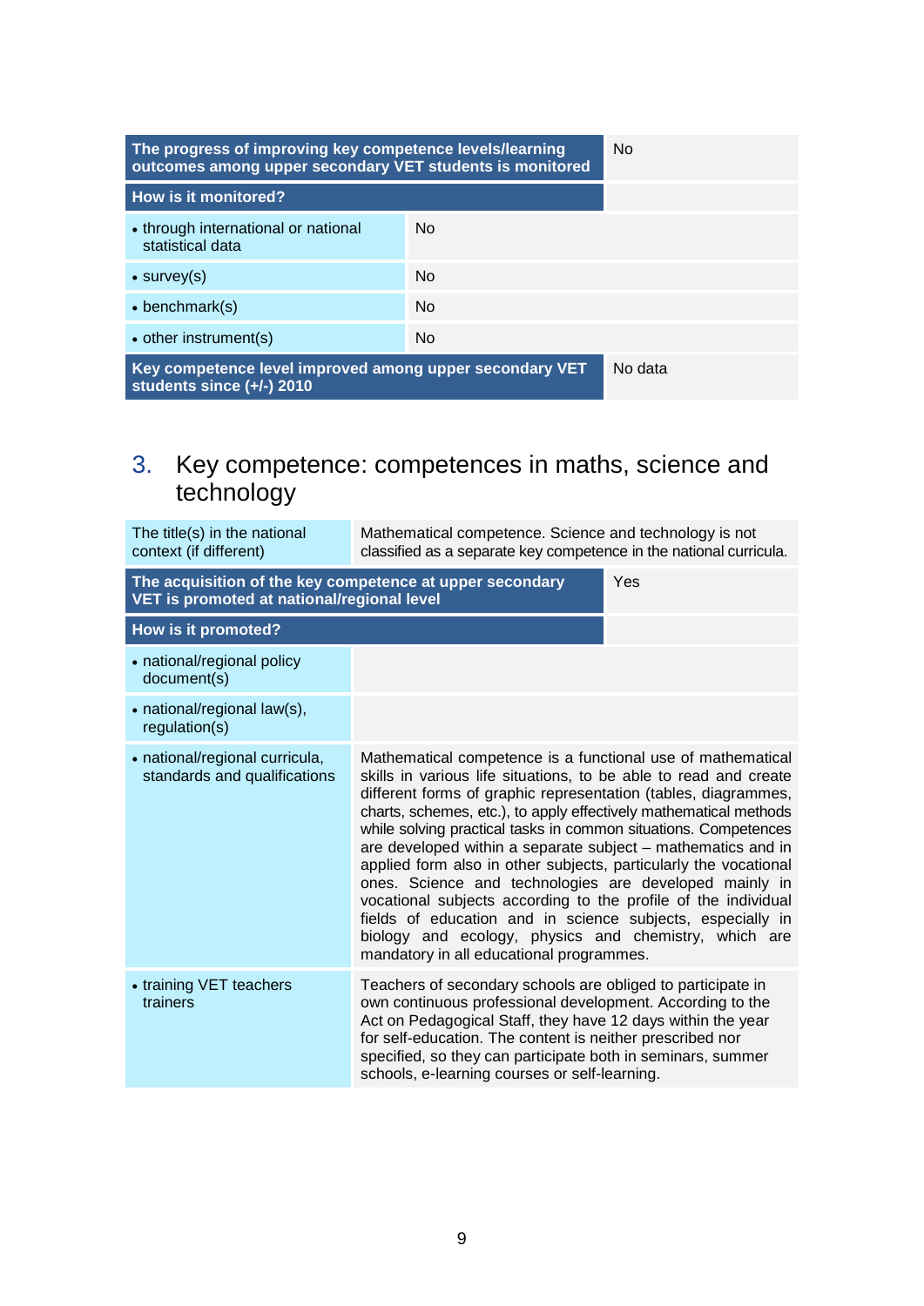| The progress of improving key competence levels/learning outcomes among upper secondary VET students is monitored | | No |
|---|---|---|
| **How is it monitored?** | | |
| • through international or national statistical data | No | |
| • survey(s) | No | |
| • benchmark(s) | No | |
| • other instrument(s) | No | |
| **Key competence level improved among upper secondary VET students since (+/-) 2010** | | No data |

## 3. Key competence: competences in maths, science and technology

| The title(s) in the national context (if different) | Mathematical competence. Science and technology is not classified as a separate key competence in the national curricula. | |
|---|---|---|
| **The acquisition of the key competence at upper secondary VET is promoted at national/regional level** | | Yes |
| **How is it promoted?** | | |
| • national/regional policy document(s) | | |
| • national/regional law(s), regulation(s) | | |
| • national/regional curricula, standards and qualifications | Mathematical competence is a functional use of mathematical skills in various life situations, to be able to read and create different forms of graphic representation (tables, diagrammes, charts, schemes, etc.), to apply effectively mathematical methods while solving practical tasks in common situations. Competences are developed within a separate subject – mathematics and in applied form also in other subjects, particularly the vocational ones. Science and technologies are developed mainly in vocational subjects according to the profile of the individual fields of education and in science subjects, especially in biology and ecology, physics and chemistry, which are mandatory in all educational programmes. | |
| • training VET teachers trainers | Teachers of secondary schools are obliged to participate in own continuous professional development. According to the Act on Pedagogical Staff, they have 12 days within the year for self-education. The content is neither prescribed nor specified, so they can participate both in seminars, summer schools, e-learning courses or self-learning. | |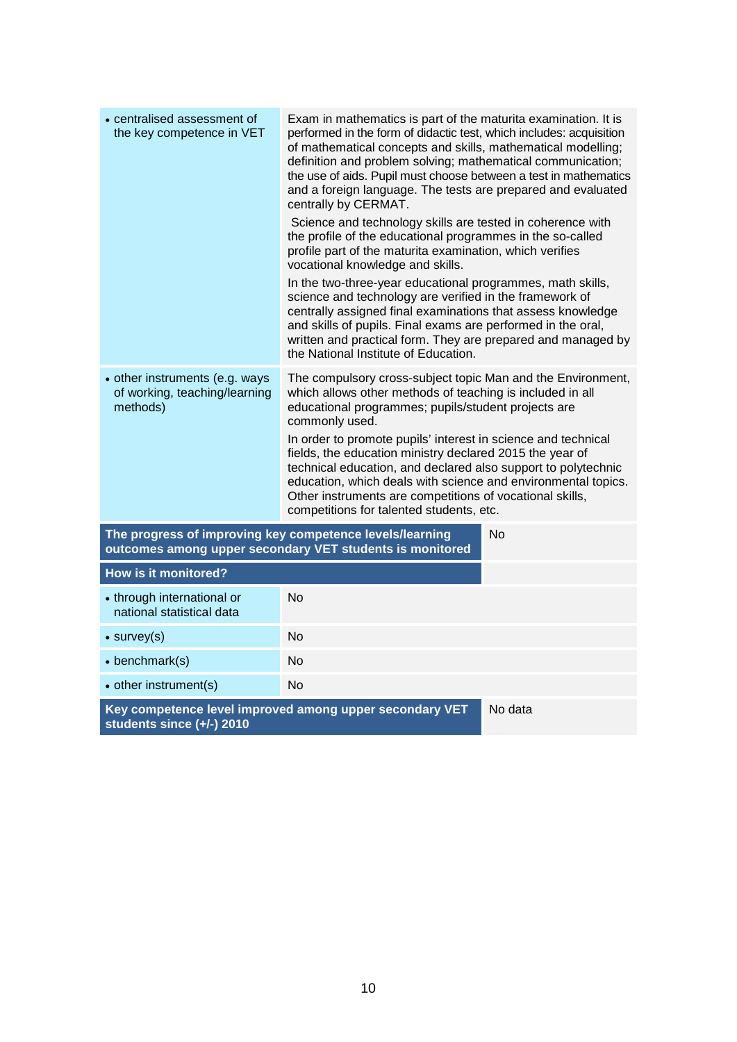| | |
|---|---|
| • centralised assessment of the key competence in VET | Exam in mathematics is part of the maturita examination. It is performed in the form of didactic test, which includes: acquisition of mathematical concepts and skills, mathematical modelling; definition and problem solving; mathematical communication; the use of aids. Pupil must choose between a test in mathematics and a foreign language. The tests are prepared and evaluated centrally by CERMAT.<br>Science and technology skills are tested in coherence with the profile of the educational programmes in the so-called profile part of the maturita examination, which verifies vocational knowledge and skills.<br>In the two-three-year educational programmes, math skills, science and technology are verified in the framework of centrally assigned final examinations that assess knowledge and skills of pupils. Final exams are performed in the oral, written and practical form. They are prepared and managed by the National Institute of Education. |
| • other instruments (e.g. ways of working, teaching/learning methods) | The compulsory cross-subject topic Man and the Environment, which allows other methods of teaching is included in all educational programmes; pupils/student projects are commonly used.<br>In order to promote pupils' interest in science and technical fields, the education ministry declared 2015 the year of technical education, and declared also support to polytechnic education, which deals with science and environmental topics. Other instruments are competitions of vocational skills, competitions for talented students, etc. |
| **The progress of improving key competence levels/learning outcomes among upper secondary VET students is monitored** | No |
| **How is it monitored?** | |
| • through international or national statistical data | No |
| • survey(s) | No |
| • benchmark(s) | No |
| • other instrument(s) | No |
| **Key competence level improved among upper secondary VET students since (+/-) 2010** | No data |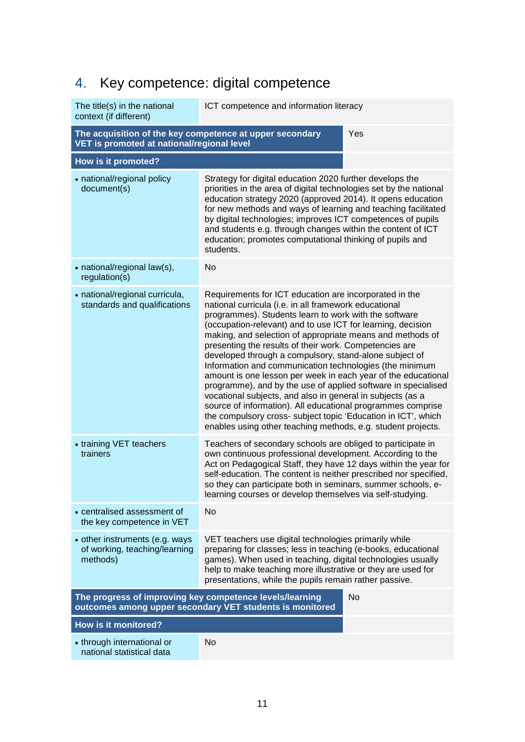## 4. Key competence: digital competence

| | |
|---|---|
| The title(s) in the national context (if different) | ICT competence and information literacy |
| **The acquisition of the key competence at upper secondary VET is promoted at national/regional level** | Yes |
| **How is it promoted?** | |
| • national/regional policy document(s) | Strategy for digital education 2020 further develops the priorities in the area of digital technologies set by the national education strategy 2020 (approved 2014). It opens education for new methods and ways of learning and teaching facilitated by digital technologies; improves ICT competences of pupils and students e.g. through changes within the content of ICT education; promotes computational thinking of pupils and students. |
| • national/regional law(s), regulation(s) | No |
| • national/regional curricula, standards and qualifications | Requirements for ICT education are incorporated in the national curricula (i.e. in all framework educational programmes). Students learn to work with the software (occupation-relevant) and to use ICT for learning, decision making, and selection of appropriate means and methods of presenting the results of their work. Competencies are developed through a compulsory, stand-alone subject of Information and communication technologies (the minimum amount is one lesson per week in each year of the educational programme), and by the use of applied software in specialised vocational subjects, and also in general in subjects (as a source of information). All educational programmes comprise the compulsory cross- subject topic 'Education in ICT', which enables using other teaching methods, e.g. student projects. |
| • training VET teachers trainers | Teachers of secondary schools are obliged to participate in own continuous professional development. According to the Act on Pedagogical Staff, they have 12 days within the year for self-education. The content is neither prescribed nor specified, so they can participate both in seminars, summer schools, e-learning courses or develop themselves via self-studying. |
| • centralised assessment of the key competence in VET | No |
| • other instruments (e.g. ways of working, teaching/learning methods) | VET teachers use digital technologies primarily while preparing for classes; less in teaching (e-books, educational games). When used in teaching, digital technologies usually help to make teaching more illustrative or they are used for presentations, while the pupils remain rather passive. |
| **The progress of improving key competence levels/learning outcomes among upper secondary VET students is monitored** | No |
| **How is it monitored?** | |
| • through international or national statistical data | No |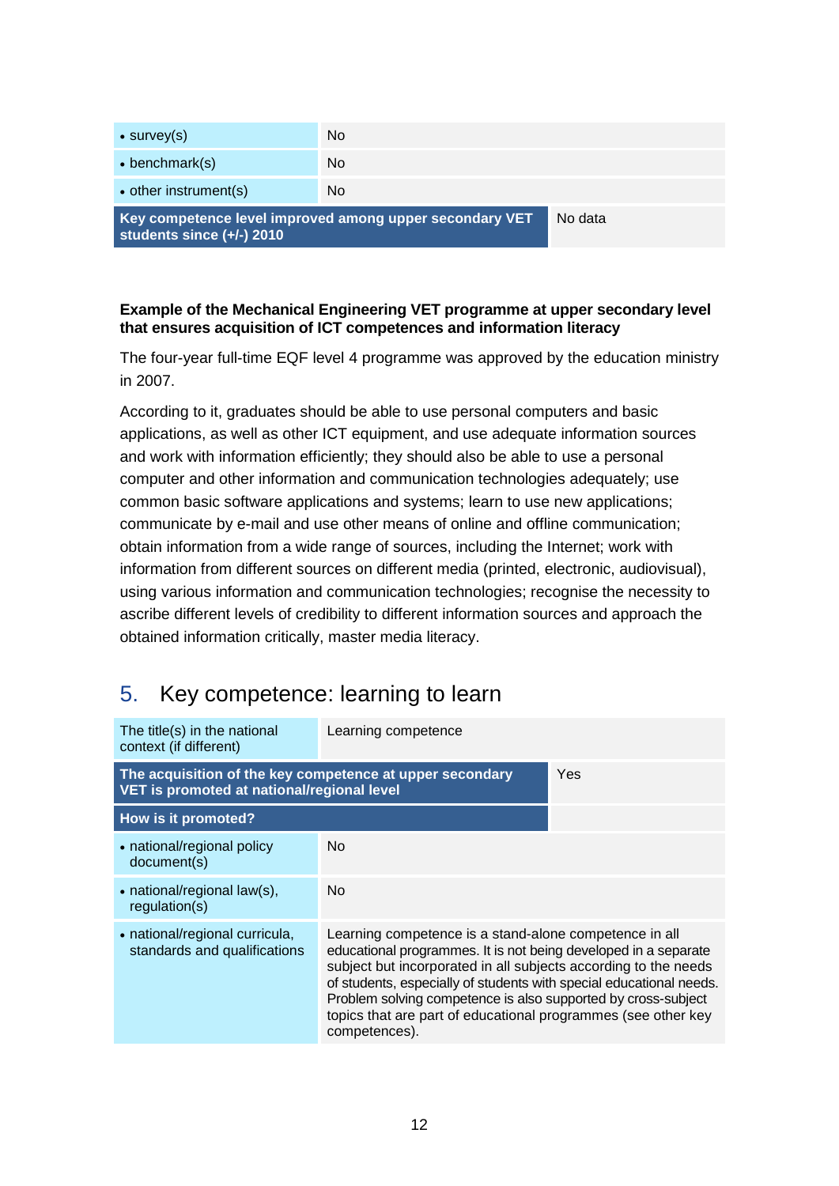| | |
|---|---|
| • survey(s) | No |
| • benchmark(s) | No |
| • other instrument(s) | No |
| **Key competence level improved among upper secondary VET students since (+/-) 2010** | No data |

**Example of the Mechanical Engineering VET programme at upper secondary level that ensures acquisition of ICT competences and information literacy**

The four-year full-time EQF level 4 programme was approved by the education ministry in 2007.

According to it, graduates should be able to use personal computers and basic applications, as well as other ICT equipment, and use adequate information sources and work with information efficiently; they should also be able to use a personal computer and other information and communication technologies adequately; use common basic software applications and systems; learn to use new applications; communicate by e-mail and use other means of online and offline communication; obtain information from a wide range of sources, including the Internet; work with information from different sources on different media (printed, electronic, audiovisual), using various information and communication technologies; recognise the necessity to ascribe different levels of credibility to different information sources and approach the obtained information critically, master media literacy.

## 5. Key competence: learning to learn

| | |
|---|---|
| The title(s) in the national context (if different) | Learning competence |
| **The acquisition of the key competence at upper secondary VET is promoted at national/regional level** | Yes |
| **How is it promoted?** | |
| • national/regional policy document(s) | No |
| • national/regional law(s), regulation(s) | No |
| • national/regional curricula, standards and qualifications | Learning competence is a stand-alone competence in all educational programmes. It is not being developed in a separate subject but incorporated in all subjects according to the needs of students, especially of students with special educational needs. Problem solving competence is also supported by cross-subject topics that are part of educational programmes (see other key competences). |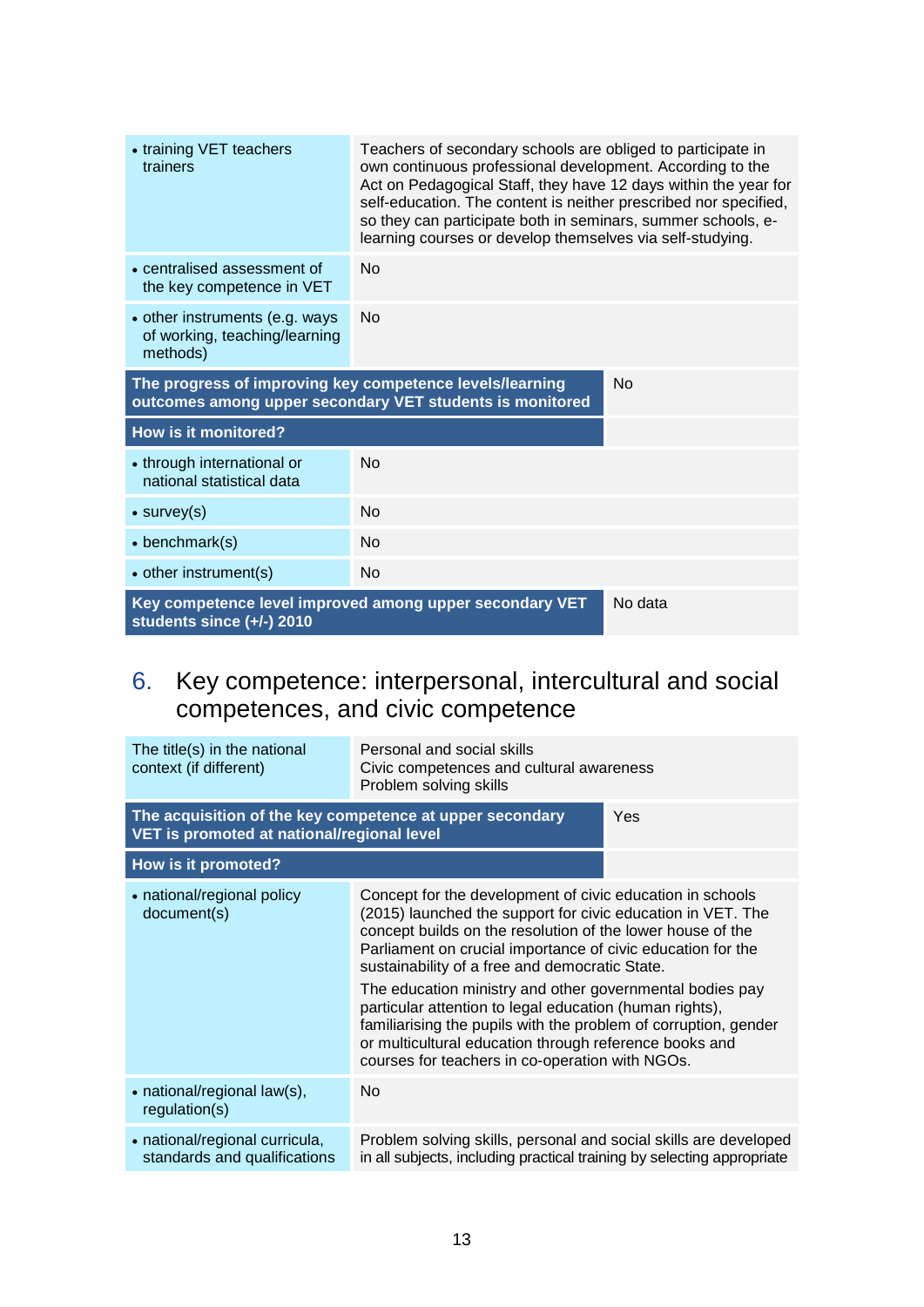| | |
|---|---|
| • training VET teachers trainers | Teachers of secondary schools are obliged to participate in own continuous professional development. According to the Act on Pedagogical Staff, they have 12 days within the year for self-education. The content is neither prescribed nor specified, so they can participate both in seminars, summer schools, e-learning courses or develop themselves via self-studying. |
| • centralised assessment of the key competence in VET | No |
| • other instruments (e.g. ways of working, teaching/learning methods) | No |
| **The progress of improving key competence levels/learning outcomes among upper secondary VET students is monitored** | No |
| **How is it monitored?** | |
| • through international or national statistical data | No |
| • survey(s) | No |
| • benchmark(s) | No |
| • other instrument(s) | No |
| **Key competence level improved among upper secondary VET students since (+/-) 2010** | No data |

## 6. Key competence: interpersonal, intercultural and social competences, and civic competence

| | |
|---|---|
| The title(s) in the national context (if different) | Personal and social skills<br>Civic competences and cultural awareness<br>Problem solving skills |
| **The acquisition of the key competence at upper secondary VET is promoted at national/regional level** | Yes |
| **How is it promoted?** | |
| • national/regional policy document(s) | Concept for the development of civic education in schools (2015) launched the support for civic education in VET. The concept builds on the resolution of the lower house of the Parliament on crucial importance of civic education for the sustainability of a free and democratic State.<br>The education ministry and other governmental bodies pay particular attention to legal education (human rights), familiarising the pupils with the problem of corruption, gender or multicultural education through reference books and courses for teachers in co-operation with NGOs. |
| • national/regional law(s), regulation(s) | No |
| • national/regional curricula, standards and qualifications | Problem solving skills, personal and social skills are developed in all subjects, including practical training by selecting appropriate |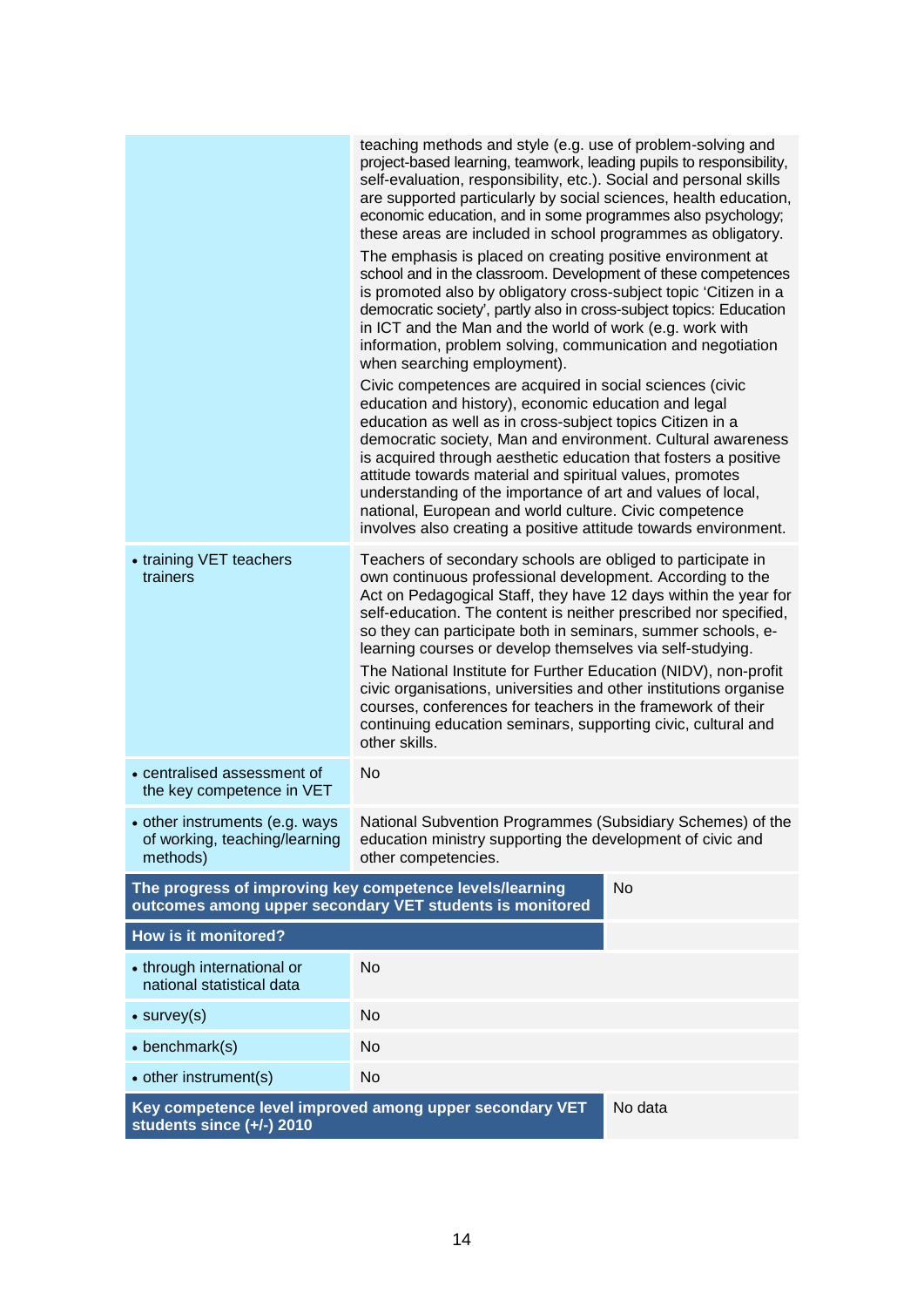| | |
|---|---|
| | teaching methods and style (e.g. use of problem-solving and project-based learning, teamwork, leading pupils to responsibility, self-evaluation, responsibility, etc.). Social and personal skills are supported particularly by social sciences, health education, economic education, and in some programmes also psychology; these areas are included in school programmes as obligatory.<br><br>The emphasis is placed on creating positive environment at school and in the classroom. Development of these competences is promoted also by obligatory cross-subject topic 'Citizen in a democratic society', partly also in cross-subject topics: Education in ICT and the Man and the world of work (e.g. work with information, problem solving, communication and negotiation when searching employment).<br><br>Civic competences are acquired in social sciences (civic education and history), economic education and legal education as well as in cross-subject topics Citizen in a democratic society, Man and environment. Cultural awareness is acquired through aesthetic education that fosters a positive attitude towards material and spiritual values, promotes understanding of the importance of art and values of local, national, European and world culture. Civic competence involves also creating a positive attitude towards environment. |
| • training VET teachers trainers | Teachers of secondary schools are obliged to participate in own continuous professional development. According to the Act on Pedagogical Staff, they have 12 days within the year for self-education. The content is neither prescribed nor specified, so they can participate both in seminars, summer schools, e-learning courses or develop themselves via self-studying.<br><br>The National Institute for Further Education (NIDV), non-profit civic organisations, universities and other institutions organise courses, conferences for teachers in the framework of their continuing education seminars, supporting civic, cultural and other skills. |
| • centralised assessment of the key competence in VET | No |
| • other instruments (e.g. ways of working, teaching/learning methods) | National Subvention Programmes (Subsidiary Schemes) of the education ministry supporting the development of civic and other competences. |
| **The progress of improving key competence levels/learning outcomes among upper secondary VET students is monitored** | No |
| **How is it monitored?** | |
| • through international or national statistical data | No |
| • survey(s) | No |
| • benchmark(s) | No |
| • other instrument(s) | No |
| **Key competence level improved among upper secondary VET students since (+/-) 2010** | No data |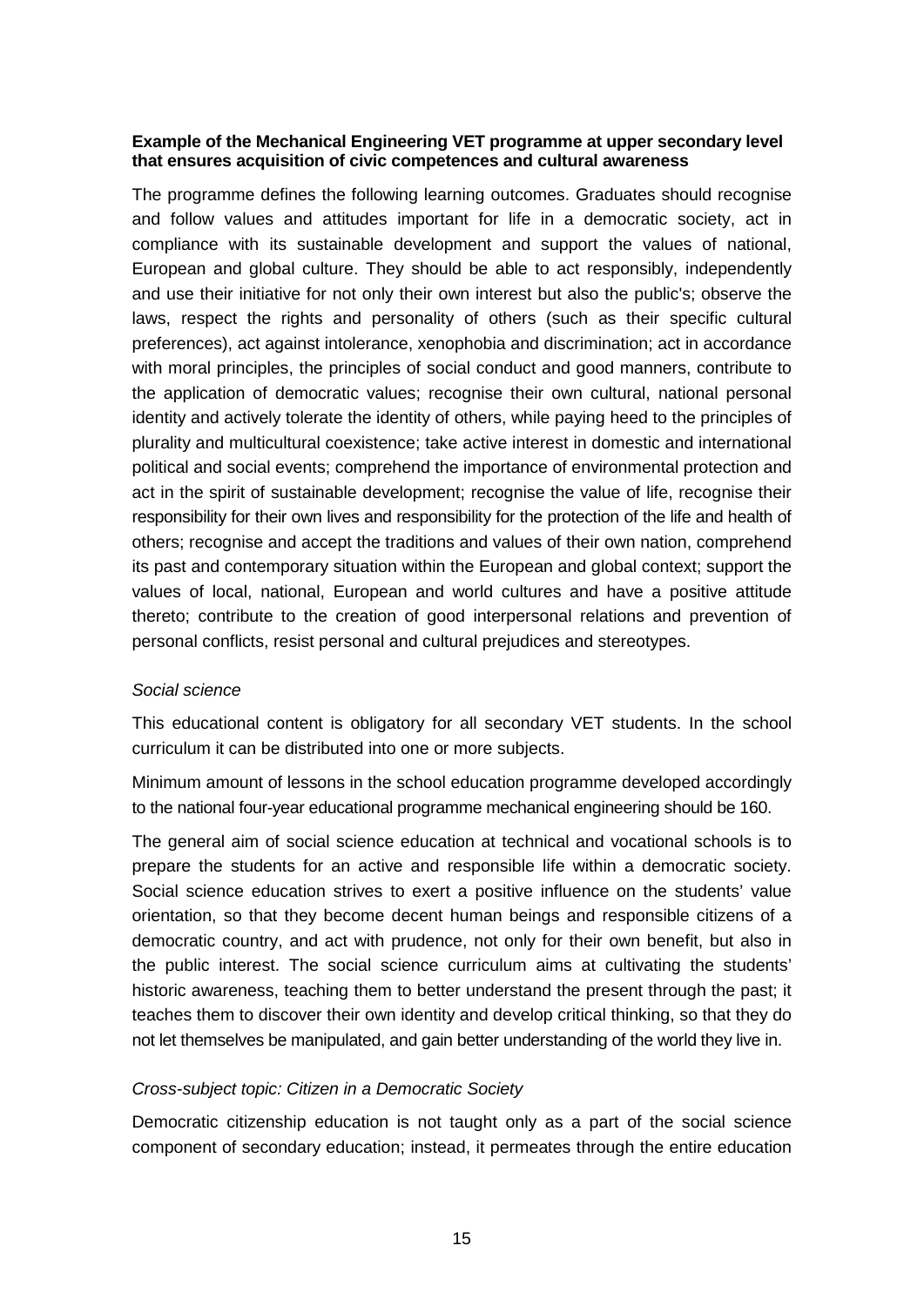**Example of the Mechanical Engineering VET programme at upper secondary level that ensures acquisition of civic competences and cultural awareness**

The programme defines the following learning outcomes. Graduates should recognise and follow values and attitudes important for life in a democratic society, act in compliance with its sustainable development and support the values of national, European and global culture. They should be able to act responsibly, independently and use their initiative for not only their own interest but also the public's; observe the laws, respect the rights and personality of others (such as their specific cultural preferences), act against intolerance, xenophobia and discrimination; act in accordance with moral principles, the principles of social conduct and good manners, contribute to the application of democratic values; recognise their own cultural, national personal identity and actively tolerate the identity of others, while paying heed to the principles of plurality and multicultural coexistence; take active interest in domestic and international political and social events; comprehend the importance of environmental protection and act in the spirit of sustainable development; recognise the value of life, recognise their responsibility for their own lives and responsibility for the protection of the life and health of others; recognise and accept the traditions and values of their own nation, comprehend its past and contemporary situation within the European and global context; support the values of local, national, European and world cultures and have a positive attitude thereto; contribute to the creation of good interpersonal relations and prevention of personal conflicts, resist personal and cultural prejudices and stereotypes.

*Social science*

This educational content is obligatory for all secondary VET students. In the school curriculum it can be distributed into one or more subjects.

Minimum amount of lessons in the school education programme developed accordingly to the national four-year educational programme mechanical engineering should be 160.

The general aim of social science education at technical and vocational schools is to prepare the students for an active and responsible life within a democratic society. Social science education strives to exert a positive influence on the students' value orientation, so that they become decent human beings and responsible citizens of a democratic country, and act with prudence, not only for their own benefit, but also in the public interest. The social science curriculum aims at cultivating the students' historic awareness, teaching them to better understand the present through the past; it teaches them to discover their own identity and develop critical thinking, so that they do not let themselves be manipulated, and gain better understanding of the world they live in.

*Cross-subject topic: Citizen in a Democratic Society*

Democratic citizenship education is not taught only as a part of the social science component of secondary education; instead, it permeates through the entire education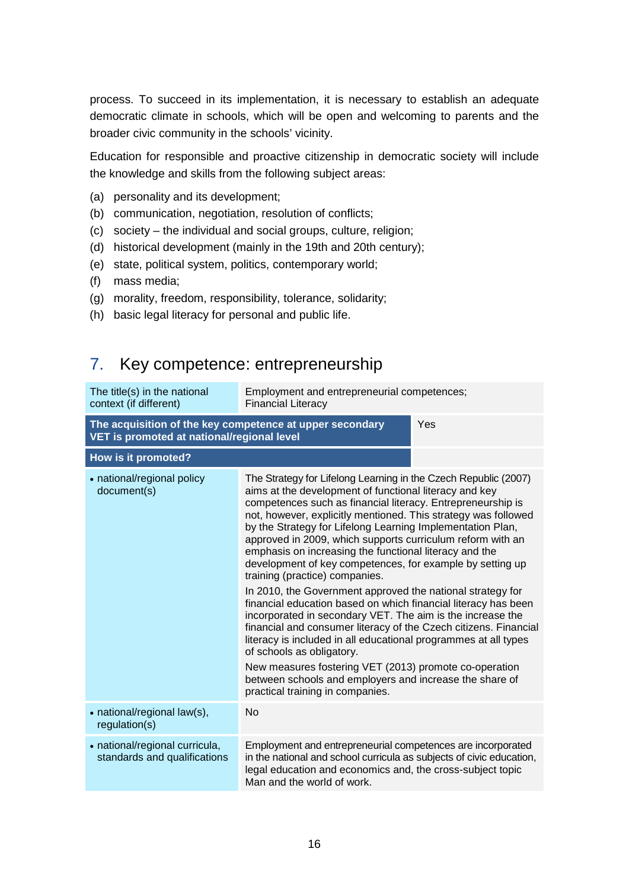process. To succeed in its implementation, it is necessary to establish an adequate democratic climate in schools, which will be open and welcoming to parents and the broader civic community in the schools' vicinity.

Education for responsible and proactive citizenship in democratic society will include the knowledge and skills from the following subject areas:

(a) personality and its development;
(b) communication, negotiation, resolution of conflicts;
(c) society – the individual and social groups, culture, religion;
(d) historical development (mainly in the 19th and 20th century);
(e) state, political system, politics, contemporary world;
(f) mass media;
(g) morality, freedom, responsibility, tolerance, solidarity;
(h) basic legal literacy for personal and public life.

## 7. Key competence: entrepreneurship

| The title(s) in the national context (if different) | Employment and entrepreneurial competences; Financial Literacy |
|---|---|
| **The acquisition of the key competence at upper secondary VET is promoted at national/regional level** | Yes |
| **How is it promoted?** | |
| • national/regional policy document(s) | The Strategy for Lifelong Learning in the Czech Republic (2007) aims at the development of functional literacy and key competences such as financial literacy. Entrepreneurship is not, however, explicitly mentioned. This strategy was followed by the Strategy for Lifelong Learning Implementation Plan, approved in 2009, which supports curriculum reform with an emphasis on increasing the functional literacy and the development of key competences, for example by setting up training (practice) companies.<br><br>In 2010, the Government approved the national strategy for financial education based on which financial literacy has been incorporated in secondary VET. The aim is the increase the financial and consumer literacy of the Czech citizens. Financial literacy is included in all educational programmes at all types of schools as obligatory.<br><br>New measures fostering VET (2013) promote co-operation between schools and employers and increase the share of practical training in companies. |
| • national/regional law(s), regulation(s) | No |
| • national/regional curricula, standards and qualifications | Employment and entrepreneurial competences are incorporated in the national and school curricula as subjects of civic education, legal education and economics and, the cross-subject topic Man and the world of work. |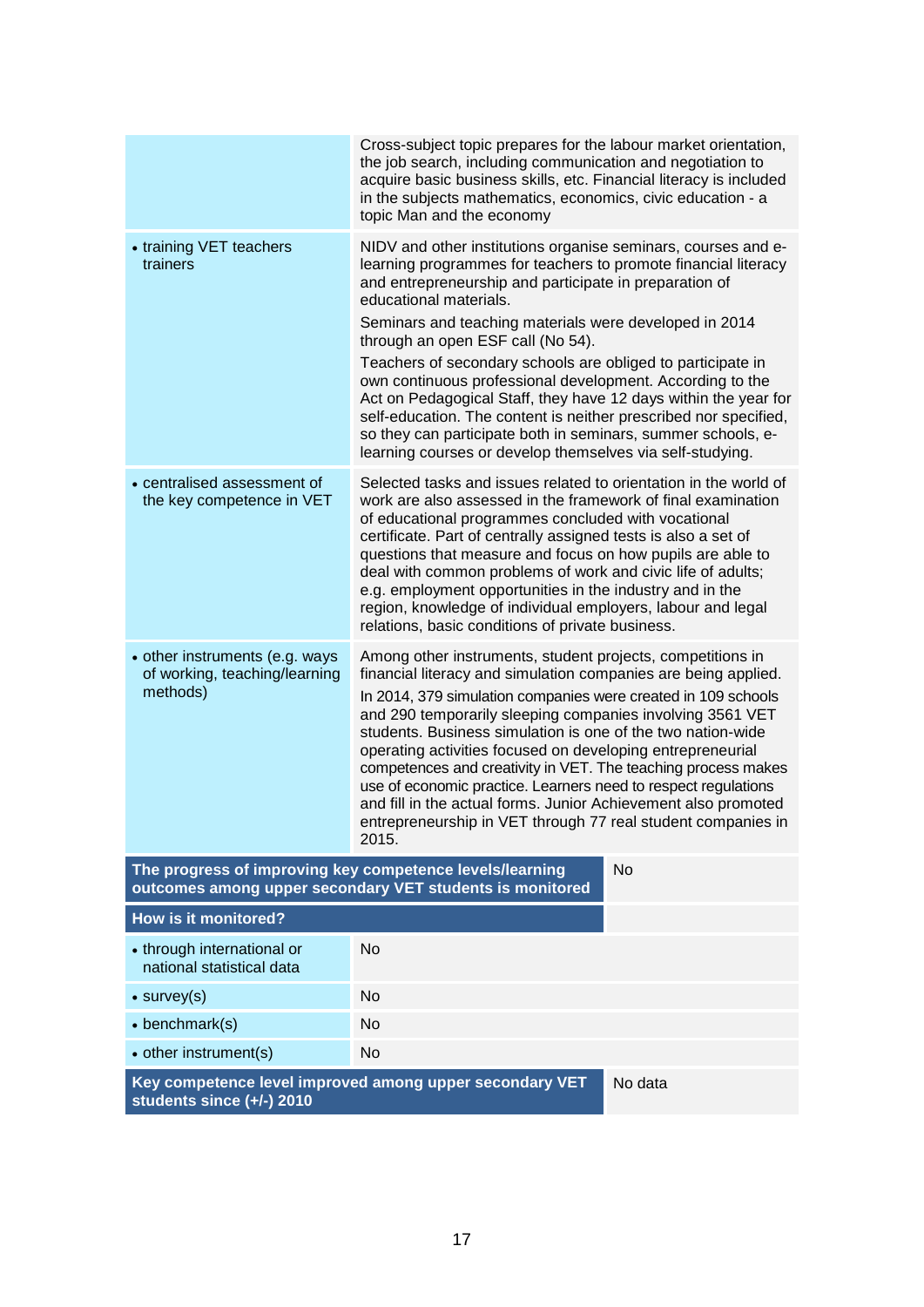| | |
|---|---|
| | Cross-subject topic prepares for the labour market orientation, the job search, including communication and negotiation to acquire basic business skills, etc. Financial literacy is included in the subjects mathematics, economics, civic education - a topic Man and the economy |
| • training VET teachers trainers | NIDV and other institutions organise seminars, courses and e-learning programmes for teachers to promote financial literacy and entrepreneurship and participate in preparation of educational materials.<br>Seminars and teaching materials were developed in 2014 through an open ESF call (No 54).<br>Teachers of secondary schools are obliged to participate in own continuous professional development. According to the Act on Pedagogical Staff, they have 12 days within the year for self-education. The content is neither prescribed nor specified, so they can participate both in seminars, summer schools, e-learning courses or develop themselves via self-studying. |
| • centralised assessment of the key competence in VET | Selected tasks and issues related to orientation in the world of work are also assessed in the framework of final examination of educational programmes concluded with vocational certificate. Part of centrally assigned tests is also a set of questions that measure and focus on how pupils are able to deal with common problems of work and civic life of adults; e.g. employment opportunities in the industry and in the region, knowledge of individual employers, labour and legal relations, basic conditions of private business. |
| • other instruments (e.g. ways of working, teaching/learning methods) | Among other instruments, student projects, competitions in financial literacy and simulation companies are being applied.<br>In 2014, 379 simulation companies were created in 109 schools and 290 temporarily sleeping companies involving 3561 VET students. Business simulation is one of the two nation-wide operating activities focused on developing entrepreneurial competences and creativity in VET. The teaching process makes use of economic practice. Learners need to respect regulations and fill in the actual forms. Junior Achievement also promoted entrepreneurship in VET through 77 real student companies in 2015. |
| **The progress of improving key competence levels/learning outcomes among upper secondary VET students is monitored** | No |
| **How is it monitored?** | |
| • through international or national statistical data | No |
| • survey(s) | No |
| • benchmark(s) | No |
| • other instrument(s) | No |
| **Key competence level improved among upper secondary VET students since (+/-) 2010** | No data |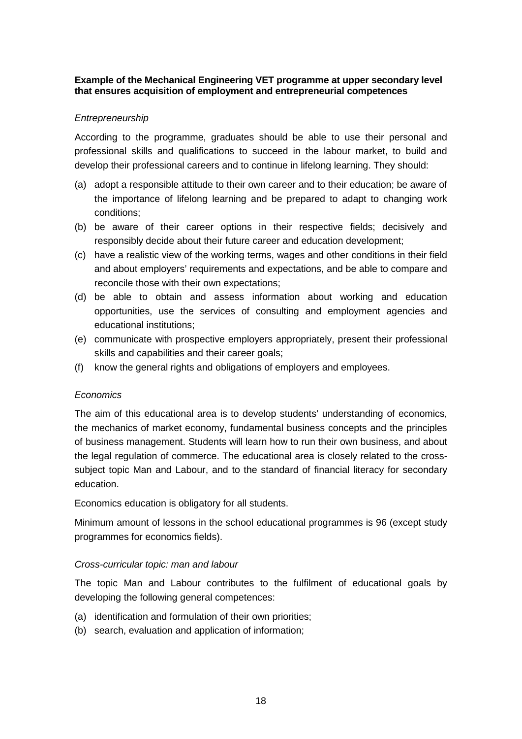**Example of the Mechanical Engineering VET programme at upper secondary level that ensures acquisition of employment and entrepreneurial competences**

*Entrepreneurship*

According to the programme, graduates should be able to use their personal and professional skills and qualifications to succeed in the labour market, to build and develop their professional careers and to continue in lifelong learning. They should:

(a) adopt a responsible attitude to their own career and to their education; be aware of the importance of lifelong learning and be prepared to adapt to changing work conditions;
(b) be aware of their career options in their respective fields; decisively and responsibly decide about their future career and education development;
(c) have a realistic view of the working terms, wages and other conditions in their field and about employers' requirements and expectations, and be able to compare and reconcile those with their own expectations;
(d) be able to obtain and assess information about working and education opportunities, use the services of consulting and employment agencies and educational institutions;
(e) communicate with prospective employers appropriately, present their professional skills and capabilities and their career goals;
(f) know the general rights and obligations of employers and employees.

*Economics*

The aim of this educational area is to develop students' understanding of economics, the mechanics of market economy, fundamental business concepts and the principles of business management. Students will learn how to run their own business, and about the legal regulation of commerce. The educational area is closely related to the cross-subject topic Man and Labour, and to the standard of financial literacy for secondary education.

Economics education is obligatory for all students.

Minimum amount of lessons in the school educational programmes is 96 (except study programmes for economics fields).

*Cross-curricular topic: man and labour*

The topic Man and Labour contributes to the fulfilment of educational goals by developing the following general competences:

(a) identification and formulation of their own priorities;
(b) search, evaluation and application of information;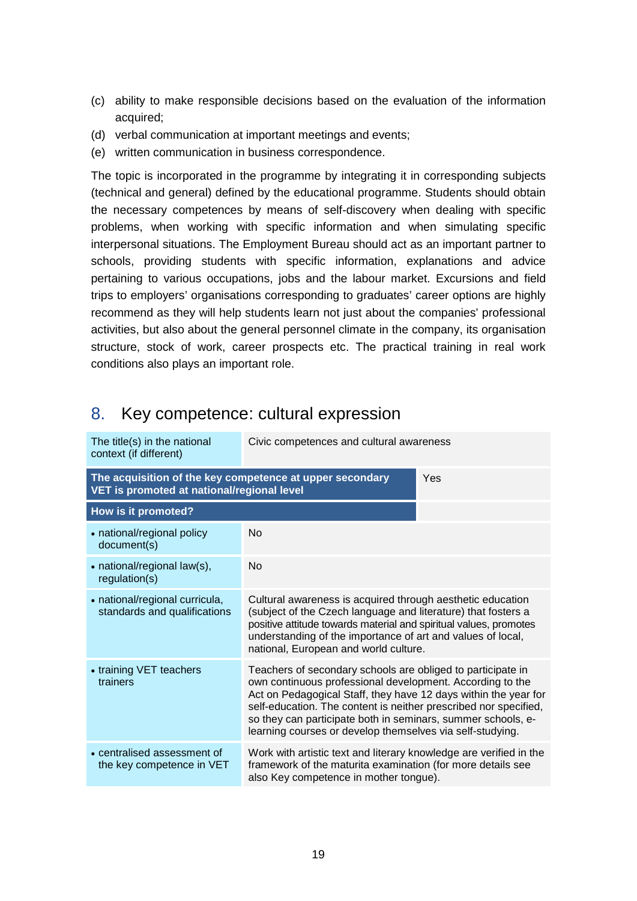(c) ability to make responsible decisions based on the evaluation of the information acquired;
(d) verbal communication at important meetings and events;
(e) written communication in business correspondence.

The topic is incorporated in the programme by integrating it in corresponding subjects (technical and general) defined by the educational programme. Students should obtain the necessary competences by means of self-discovery when dealing with specific problems, when working with specific information and when simulating specific interpersonal situations. The Employment Bureau should act as an important partner to schools, providing students with specific information, explanations and advice pertaining to various occupations, jobs and the labour market. Excursions and field trips to employers' organisations corresponding to graduates' career options are highly recommend as they will help students learn not just about the companies' professional activities, but also about the general personnel climate in the company, its organisation structure, stock of work, career prospects etc. The practical training in real work conditions also plays an important role.

## 8. Key competence: cultural expression

| The title(s) in the national context (if different) | Civic competences and cultural awareness |
|---|---|
| **The acquisition of the key competence at upper secondary VET is promoted at national/regional level** | Yes |
| **How is it promoted?** | |
| • national/regional policy document(s) | No |
| • national/regional law(s), regulation(s) | No |
| • national/regional curricula, standards and qualifications | Cultural awareness is acquired through aesthetic education (subject of the Czech language and literature) that fosters a positive attitude towards material and spiritual values, promotes understanding of the importance of art and values of local, national, European and world culture. |
| • training VET teachers trainers | Teachers of secondary schools are obliged to participate in own continuous professional development. According to the Act on Pedagogical Staff, they have 12 days within the year for self-education. The content is neither prescribed nor specified, so they can participate both in seminars, summer schools, e-learning courses or develop themselves via self-studying. |
| • centralised assessment of the key competence in VET | Work with artistic text and literary knowledge are verified in the framework of the maturita examination (for more details see also Key competence in mother tongue). |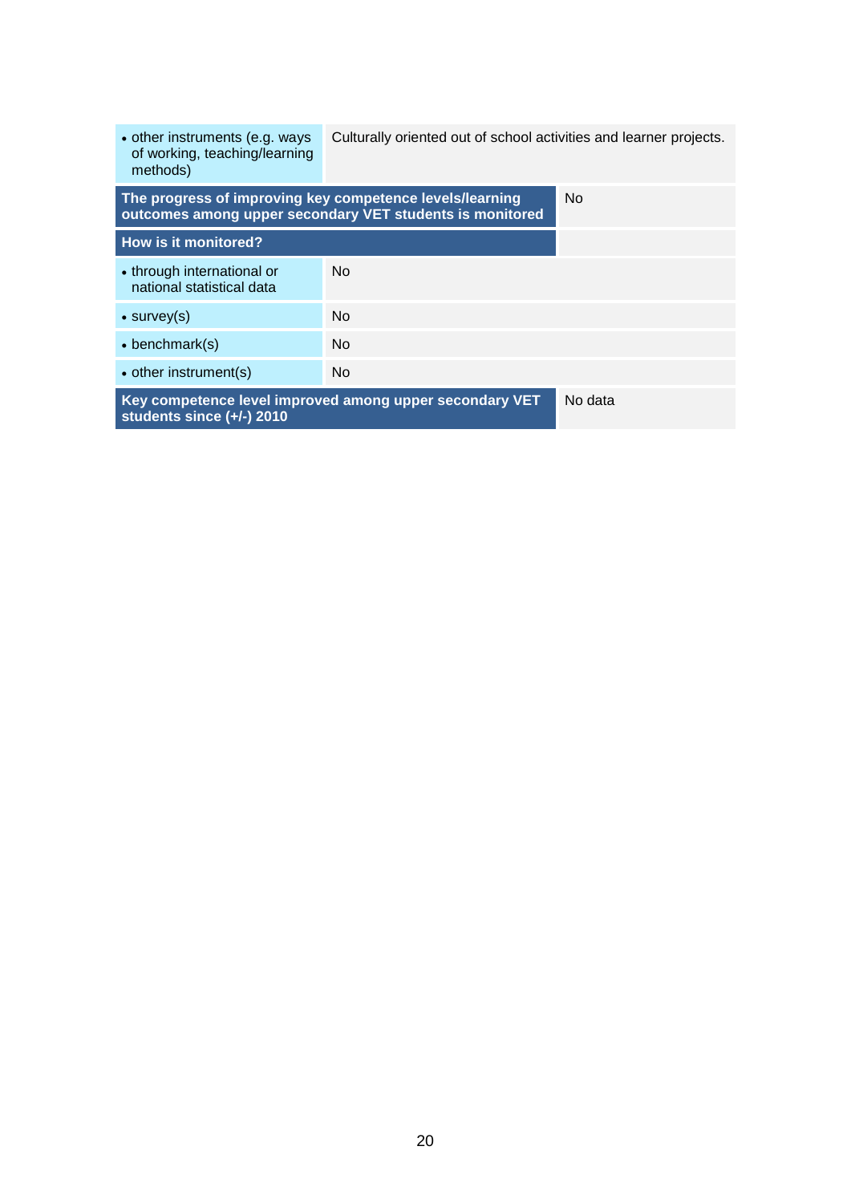| | |
|---|---|
| • other instruments (e.g. ways of working, teaching/learning methods) | Culturally oriented out of school activities and learner projects. |
| **The progress of improving key competence levels/learning outcomes among upper secondary VET students is monitored** | No |
| **How is it monitored?** | |
| • through international or national statistical data | No |
| • survey(s) | No |
| • benchmark(s) | No |
| • other instrument(s) | No |
| **Key competence level improved among upper secondary VET students since (+/-) 2010** | No data |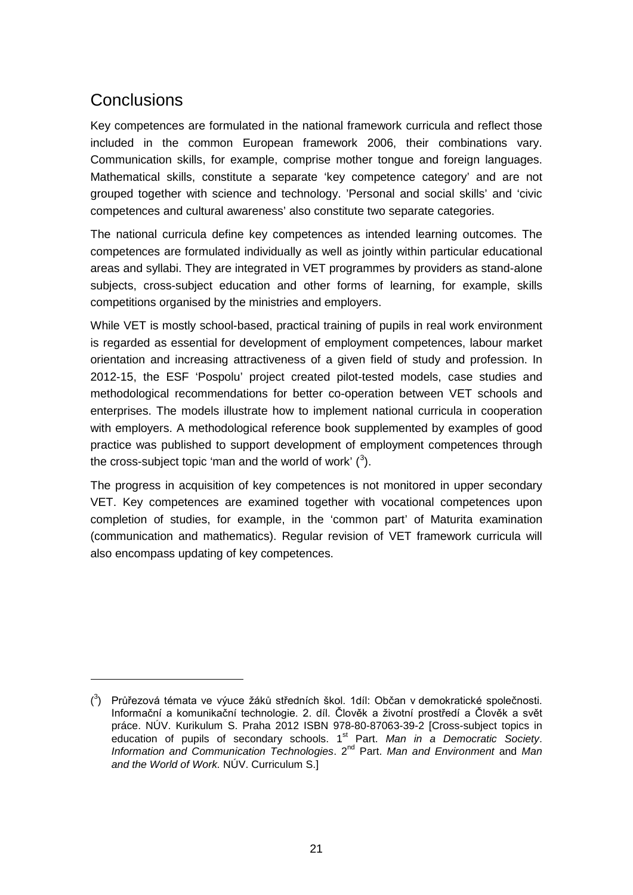## Conclusions

Key competences are formulated in the national framework curricula and reflect those included in the common European framework 2006, their combinations vary. Communication skills, for example, comprise mother tongue and foreign languages. Mathematical skills, constitute a separate 'key competence category' and are not grouped together with science and technology. 'Personal and social skills' and 'civic competences and cultural awareness' also constitute two separate categories.

The national curricula define key competences as intended learning outcomes. The competences are formulated individually as well as jointly within particular educational areas and syllabi. They are integrated in VET programmes by providers as stand-alone subjects, cross-subject education and other forms of learning, for example, skills competitions organised by the ministries and employers.

While VET is mostly school-based, practical training of pupils in real work environment is regarded as essential for development of employment competences, labour market orientation and increasing attractiveness of a given field of study and profession. In 2012-15, the ESF 'Pospolu' project created pilot-tested models, case studies and methodological recommendations for better co-operation between VET schools and enterprises. The models illustrate how to implement national curricula in cooperation with employers. A methodological reference book supplemented by examples of good practice was published to support development of employment competences through the cross-subject topic 'man and the world of work' ([3]).

The progress in acquisition of key competences is not monitored in upper secondary VET. Key competences are examined together with vocational competences upon completion of studies, for example, in the 'common part' of Maturita examination (communication and mathematics). Regular revision of VET framework curricula will also encompass updating of key competences.

---

([3]) Průřezová témata ve výuce žáků středních škol. 1díl: Občan v demokratické společnosti. Informační a komunikační technologie. 2. díl. Člověk a životní prostředí a Člověk a svět práce. NÚV. Kurikulum S. Praha 2012 ISBN 978-80-87063-39-2 [Cross-subject topics in education of pupils of secondary schools. 1st Part. *Man in a Democratic Society*. *Information and Communication Technologies*. 2nd Part. *Man and Environment* and *Man and the World of Work.* NÚV. Curriculum S.]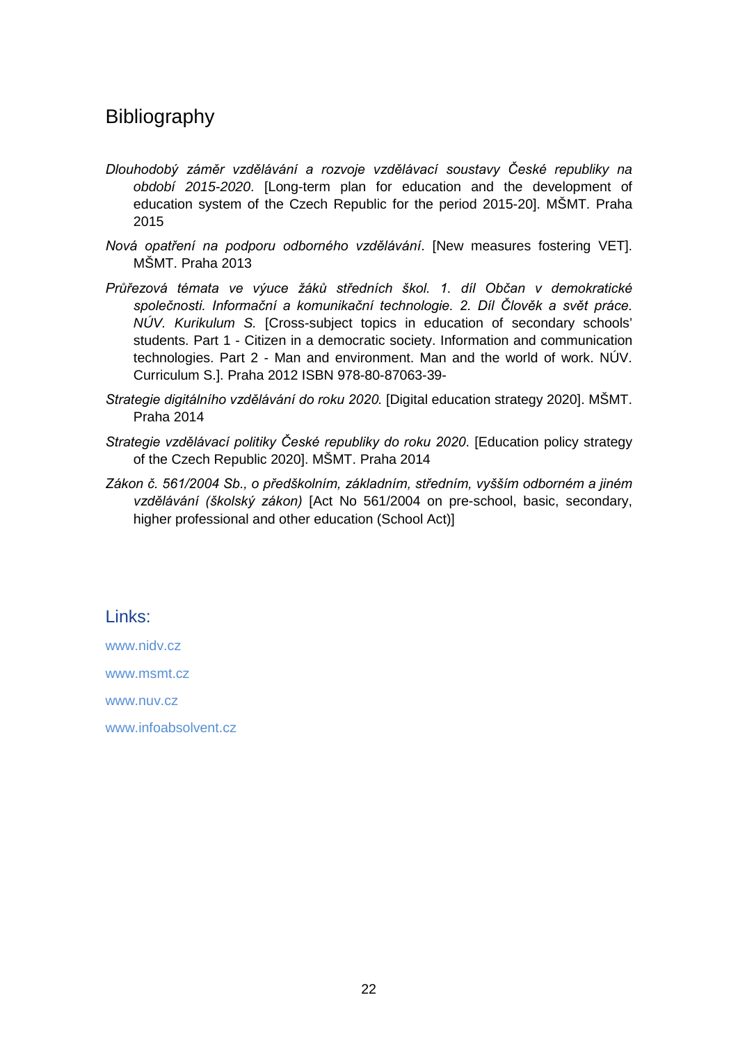# Bibliography

*Dlouhodobý záměr vzdělávání a rozvoje vzdělávací soustavy České republiky na období 2015-2020*. [Long-term plan for education and the development of education system of the Czech Republic for the period 2015-20]. MŠMT. Praha 2015

*Nová opatření na podporu odborného vzdělávání*. [New measures fostering VET]. MŠMT. Praha 2013

*Průřezová témata ve výuce žáků středních škol. 1. díl Občan v demokratické společnosti. Informační a komunikační technologie. 2. Díl Člověk a svět práce. NÚV. Kurikulum S.* [Cross-subject topics in education of secondary schools' students. Part 1 - Citizen in a democratic society. Information and communication technologies. Part 2 - Man and environment. Man and the world of work. NÚV. Curriculum S.]. Praha 2012 ISBN 978-80-87063-39-

*Strategie digitálního vzdělávání do roku 2020.* [Digital education strategy 2020]. MŠMT. Praha 2014

*Strategie vzdělávací politiky České republiky do roku 2020*. [Education policy strategy of the Czech Republic 2020]. MŠMT. Praha 2014

*Zákon č. 561/2004 Sb., o předškolním, základním, středním, vyšším odborném a jiném vzdělávání (školský zákon)* [Act No 561/2004 on pre-school, basic, secondary, higher professional and other education (School Act)]

## Links:

www.nidv.cz

www.msmt.cz

www.nuv.cz

www.infoabsolvent.cz